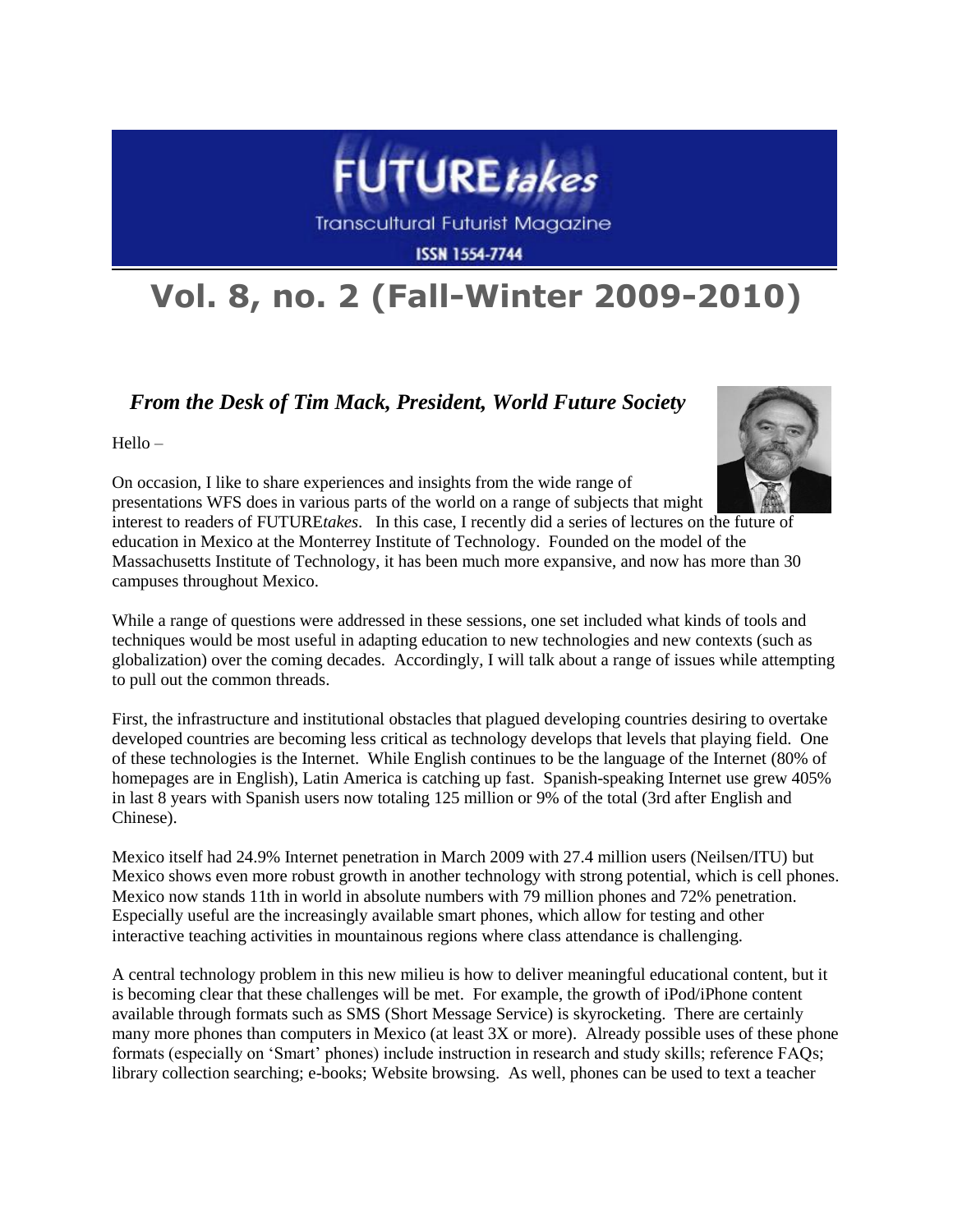# FUTURE*takes*

Transcultural Futurist Magazine

ISSN 1554-7744

# Vol. 8, no. 2 (Fall-Winter 2009-2010)

## *From the Desk of Tim Mack, President, World Future Society*

Hello –

On occasion, I like to share experiences and insights from the wide range of presentations WFS does in various parts of the world on a range of subjects that might interest to readers of FUTURE*takes*. In this case, I recently did a series of lectures on the future of education in Mexico at the Monterrey Institute of Technology. Founded on the model of the Massachusetts Institute of Technology, it has been much more expansive, and now has more than 30 campuses throughout Mexico.

While a range of questions were addressed in these sessions, one set included what kinds of tools and techniques would be most useful in adapting education to new technologies and new contexts (such as globalization) over the coming decades. Accordingly, I will talk about a range of issues while attempting to pull out the common threads.

First, the infrastructure and institutional obstacles that plagued developing countries desiring to overtake developed countries are becoming less critical as technology develops that levels that playing field. One of these technologies is the Internet. While English continues to be the language of the Internet (80% of homepages are in English), Latin America is catching up fast. Spanish-speaking Internet use grew 405% in last 8 years with Spanish users now totaling 125 million or 9% of the total (3rd after English and Chinese).

Mexico itself had 24.9% Internet penetration in March 2009 with 27.4 million users (Neilsen/ITU) but Mexico shows even more robust growth in another technology with strong potential, which is cell phones. Mexico now stands 11th in world in absolute numbers with 79 million phones and 72% penetration. Especially useful are the increasingly available smart phones, which allow for testing and other interactive teaching activities in mountainous regions where class attendance is challenging.

A central technology problem in this new milieu is how to deliver meaningful educational content, but it is becoming clear that these challenges will be met. For example, the growth of iPod/iPhone content available through formats such as SMS (Short Message Service) is skyrocketing. There are certainly many more phones than computers in Mexico (at least 3X or more). Already possible uses of these phone formats (especially on 'Smart' phones) include instruction in research and study skills; reference FAQs; library collection searching; e-books; Website browsing. As well, phones can be used to text a teacher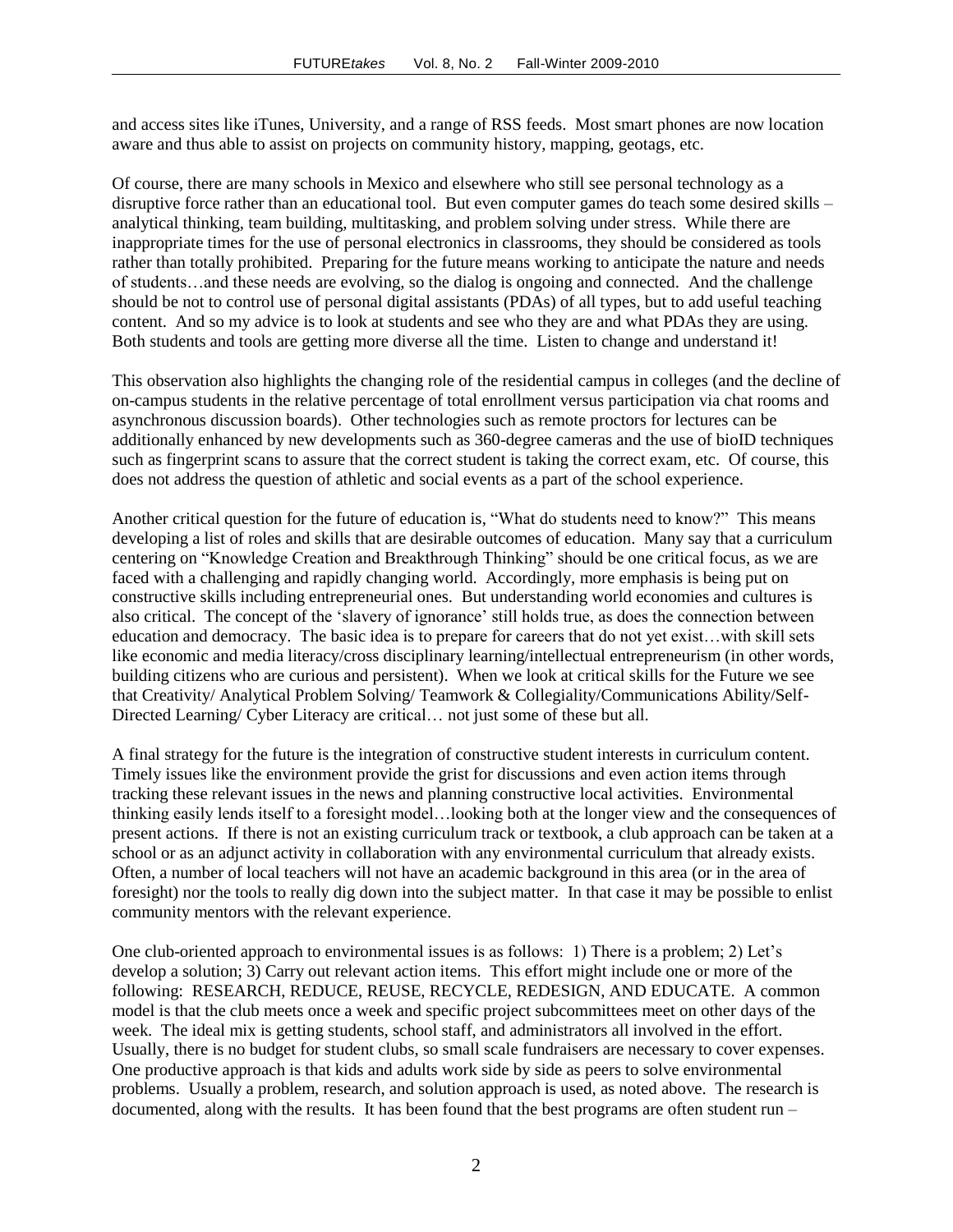and access sites like iTunes, University, and a range of RSS feeds. Most smart phones are now location aware and thus able to assist on projects on community history, mapping, geotags, etc.

Of course, there are many schools in Mexico and elsewhere who still see personal technology as a disruptive force rather than an educational tool. But even computer games do teach some desired skills – analytical thinking, team building, multitasking, and problem solving under stress. While there are inappropriate times for the use of personal electronics in classrooms, they should be considered as tools rather than totally prohibited. Preparing for the future means working to anticipate the nature and needs of students…and these needs are evolving, so the dialog is ongoing and connected. And the challenge should be not to control use of personal digital assistants (PDAs) of all types, but to add useful teaching content. And so my advice is to look at students and see who they are and what PDAs they are using. Both students and tools are getting more diverse all the time. Listen to change and understand it!

This observation also highlights the changing role of the residential campus in colleges (and the decline of on-campus students in the relative percentage of total enrollment versus participation via chat rooms and asynchronous discussion boards). Other technologies such as remote proctors for lectures can be additionally enhanced by new developments such as 360-degree cameras and the use of bioID techniques such as fingerprint scans to assure that the correct student is taking the correct exam, etc. Of course, this does not address the question of athletic and social events as a part of the school experience.

Another critical question for the future of education is, "What do students need to know?" This means developing a list of roles and skills that are desirable outcomes of education. Many say that a curriculum centering on "Knowledge Creation and Breakthrough Thinking" should be one critical focus, as we are faced with a challenging and rapidly changing world. Accordingly, more emphasis is being put on constructive skills including entrepreneurial ones. But understanding world economies and cultures is also critical. The concept of the 'slavery of ignorance' still holds true, as does the connection between education and democracy. The basic idea is to prepare for careers that do not yet exist…with skill sets like economic and media literacy/cross disciplinary learning/intellectual entrepreneurism (in other words, building citizens who are curious and persistent). When we look at critical skills for the Future we see that Creativity/ Analytical Problem Solving/ Teamwork & Collegiality/Communications Ability/Self-Directed Learning/ Cyber Literacy are critical… not just some of these but all.

A final strategy for the future is the integration of constructive student interests in curriculum content. Timely issues like the environment provide the grist for discussions and even action items through tracking these relevant issues in the news and planning constructive local activities. Environmental thinking easily lends itself to a foresight model…looking both at the longer view and the consequences of present actions. If there is not an existing curriculum track or textbook, a club approach can be taken at a school or as an adjunct activity in collaboration with any environmental curriculum that already exists. Often, a number of local teachers will not have an academic background in this area (or in the area of foresight) nor the tools to really dig down into the subject matter. In that case it may be possible to enlist community mentors with the relevant experience.

One club-oriented approach to environmental issues is as follows: 1) There is a problem; 2) Let's develop a solution; 3) Carry out relevant action items. This effort might include one or more of the following: RESEARCH, REDUCE, REUSE, RECYCLE, REDESIGN, AND EDUCATE. A common model is that the club meets once a week and specific project subcommittees meet on other days of the week. The ideal mix is getting students, school staff, and administrators all involved in the effort. Usually, there is no budget for student clubs, so small scale fundraisers are necessary to cover expenses. One productive approach is that kids and adults work side by side as peers to solve environmental problems. Usually a problem, research, and solution approach is used, as noted above. The research is documented, along with the results. It has been found that the best programs are often student run –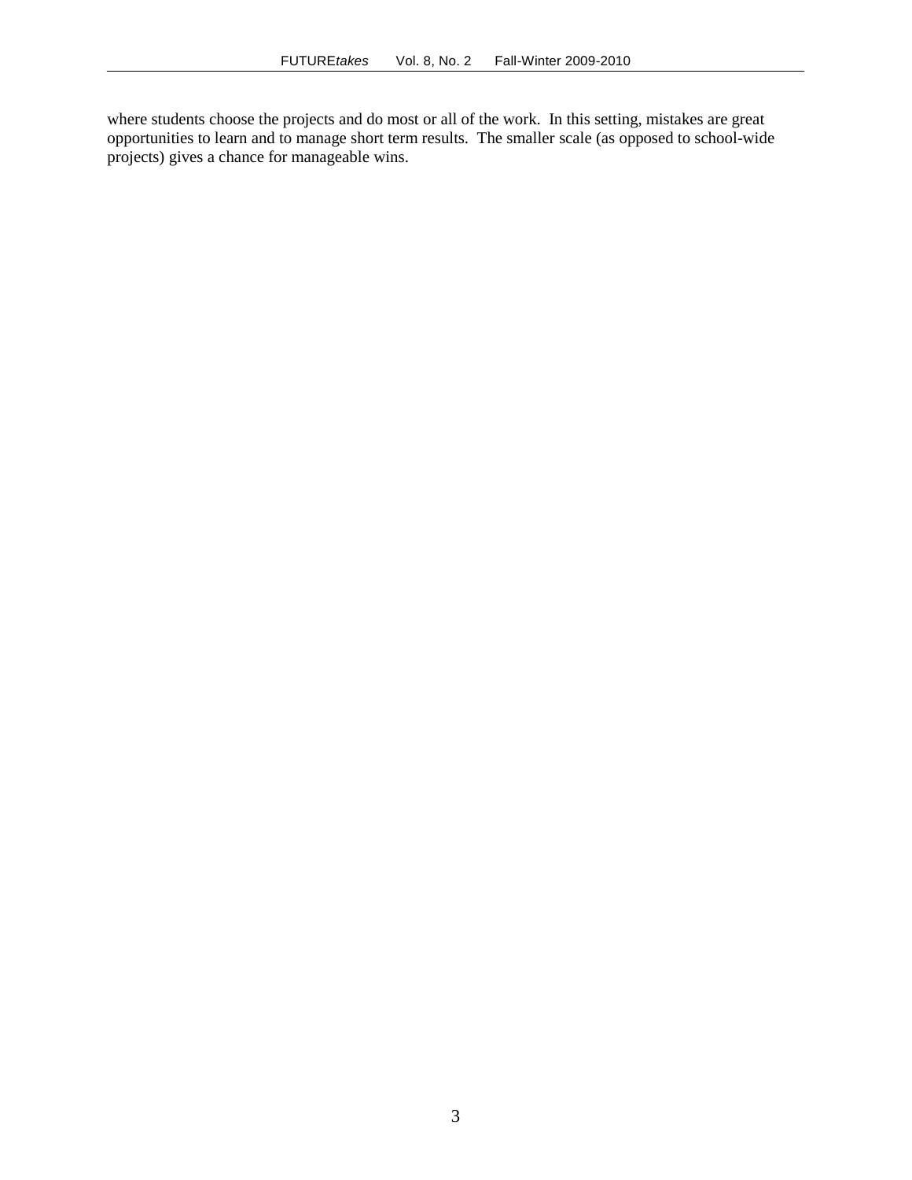where students choose the projects and do most or all of the work. In this setting, mistakes are great opportunities to learn and to manage short term results. The smaller scale (as opposed to school-wide projects) gives a chance for manageable wins.